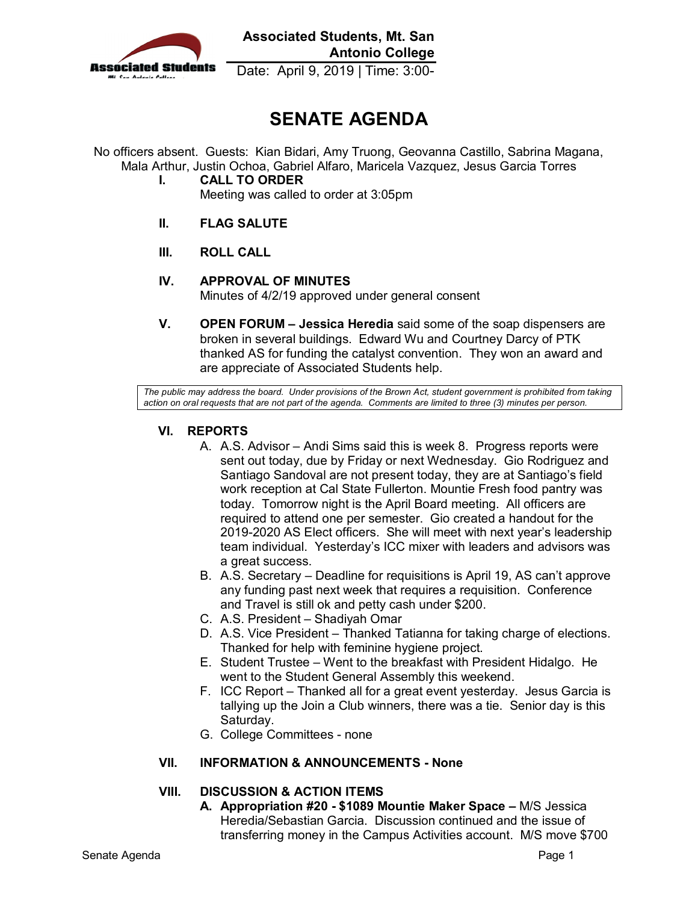Associated Students

**Associated Students, Mt. San Antonio College**

Date: April 9, 2019 | Time: 3:00-

# SENATE AGENDA

No officers absent. Guests: Kian Bidari, Amy Truong, Geovanna Castillo, Sabrina Magana, Mala Arthur, Justin Ochoa, Gabriel Alfaro, Maricela Vazquez, Jesus Garcia Torres

**I. CALL TO ORDER**
Meeting was called to order at 3:05pm

**II. FLAG SALUTE**

**III. ROLL CALL**

**IV. APPROVAL OF MINUTES**
Minutes of 4/2/19 approved under general consent

**V. OPEN FORUM – Jessica Heredia** said some of the soap dispensers are broken in several buildings. Edward Wu and Courtney Darcy of PTK thanked AS for funding the catalyst convention. They won an award and are appreciate of Associated Students help.

*The public may address the board. Under provisions of the Brown Act, student government is prohibited from taking action on oral requests that are not part of the agenda. Comments are limited to three (3) minutes per person.*

**VI. REPORTS**

A. A.S. Advisor – Andi Sims said this is week 8. Progress reports were sent out today, due by Friday or next Wednesday. Gio Rodriguez and Santiago Sandoval are not present today, they are at Santiago's field work reception at Cal State Fullerton. Mountie Fresh food pantry was today. Tomorrow night is the April Board meeting. All officers are required to attend one per semester. Gio created a handout for the 2019-2020 AS Elect officers. She will meet with next year's leadership team individual. Yesterday's ICC mixer with leaders and advisors was a great success.

B. A.S. Secretary – Deadline for requisitions is April 19, AS can't approve any funding past next week that requires a requisition. Conference and Travel is still ok and petty cash under $200.

C. A.S. President – Shadiyah Omar

D. A.S. Vice President – Thanked Tatianna for taking charge of elections. Thanked for help with feminine hygiene project.

E. Student Trustee – Went to the breakfast with President Hidalgo. He went to the Student General Assembly this weekend.

F. ICC Report – Thanked all for a great event yesterday. Jesus Garcia is tallying up the Join a Club winners, there was a tie. Senior day is this Saturday.

G. College Committees - none

**VII. INFORMATION & ANNOUNCEMENTS - None**

**VIII. DISCUSSION & ACTION ITEMS**

A. **Appropriation #20 - $1089 Mountie Maker Space –** M/S Jessica Heredia/Sebastian Garcia. Discussion continued and the issue of transferring money in the Campus Activities account. M/S move $700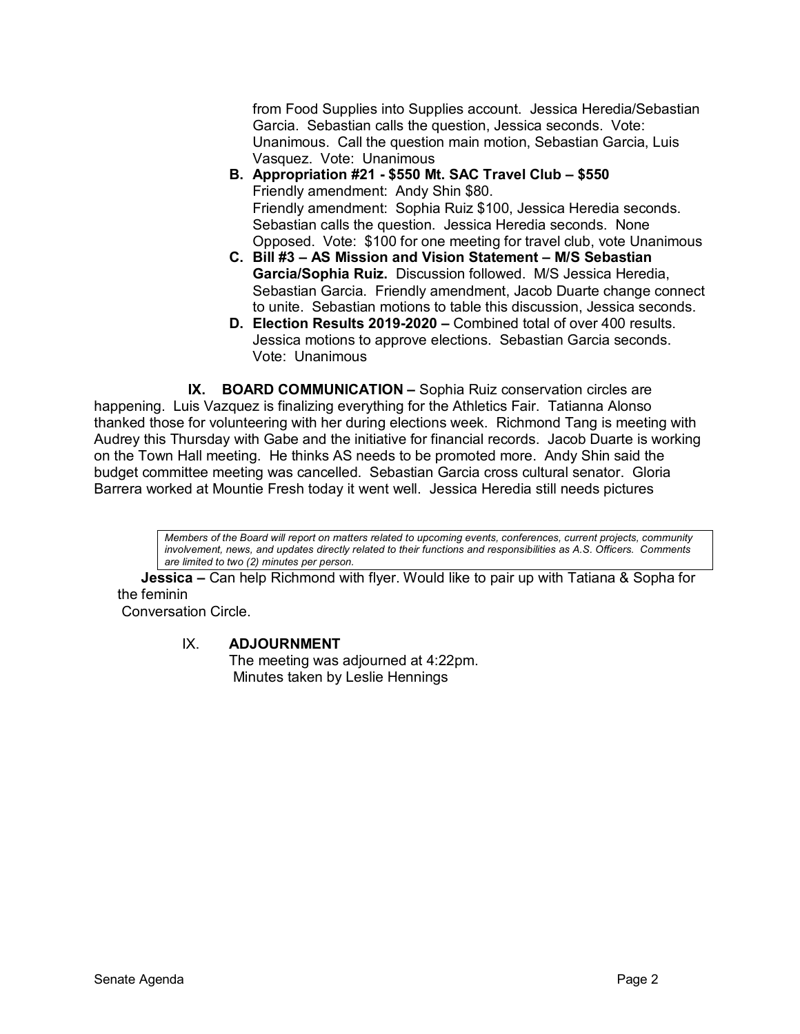from Food Supplies into Supplies account. Jessica Heredia/Sebastian Garcia. Sebastian calls the question, Jessica seconds. Vote: Unanimous. Call the question main motion, Sebastian Garcia, Luis Vasquez. Vote: Unanimous

**B. Appropriation #21 - $550 Mt. SAC Travel Club – $550**
Friendly amendment: Andy Shin $80.
Friendly amendment: Sophia Ruiz $100, Jessica Heredia seconds. Sebastian calls the question. Jessica Heredia seconds. None Opposed. Vote: $100 for one meeting for travel club, vote Unanimous

**C. Bill #3 – AS Mission and Vision Statement – M/S Sebastian Garcia/Sophia Ruiz.** Discussion followed. M/S Jessica Heredia, Sebastian Garcia. Friendly amendment, Jacob Duarte change connect to unite. Sebastian motions to table this discussion, Jessica seconds.

**D. Election Results 2019-2020 –** Combined total of over 400 results. Jessica motions to approve elections. Sebastian Garcia seconds. Vote: Unanimous

**IX. BOARD COMMUNICATION –** Sophia Ruiz conservation circles are happening. Luis Vazquez is finalizing everything for the Athletics Fair. Tatianna Alonso thanked those for volunteering with her during elections week. Richmond Tang is meeting with Audrey this Thursday with Gabe and the initiative for financial records. Jacob Duarte is working on the Town Hall meeting. He thinks AS needs to be promoted more. Andy Shin said the budget committee meeting was cancelled. Sebastian Garcia cross cultural senator. Gloria Barrera worked at Mountie Fresh today it went well. Jessica Heredia still needs pictures

*Members of the Board will report on matters related to upcoming events, conferences, current projects, community involvement, news, and updates directly related to their functions and responsibilities as A.S. Officers. Comments are limited to two (2) minutes per person.*

**Jessica –** Can help Richmond with flyer. Would like to pair up with Tatiana & Sopha for the feminin
Conversation Circle.

IX. **ADJOURNMENT**

The meeting was adjourned at 4:22pm.
Minutes taken by Leslie Hennings